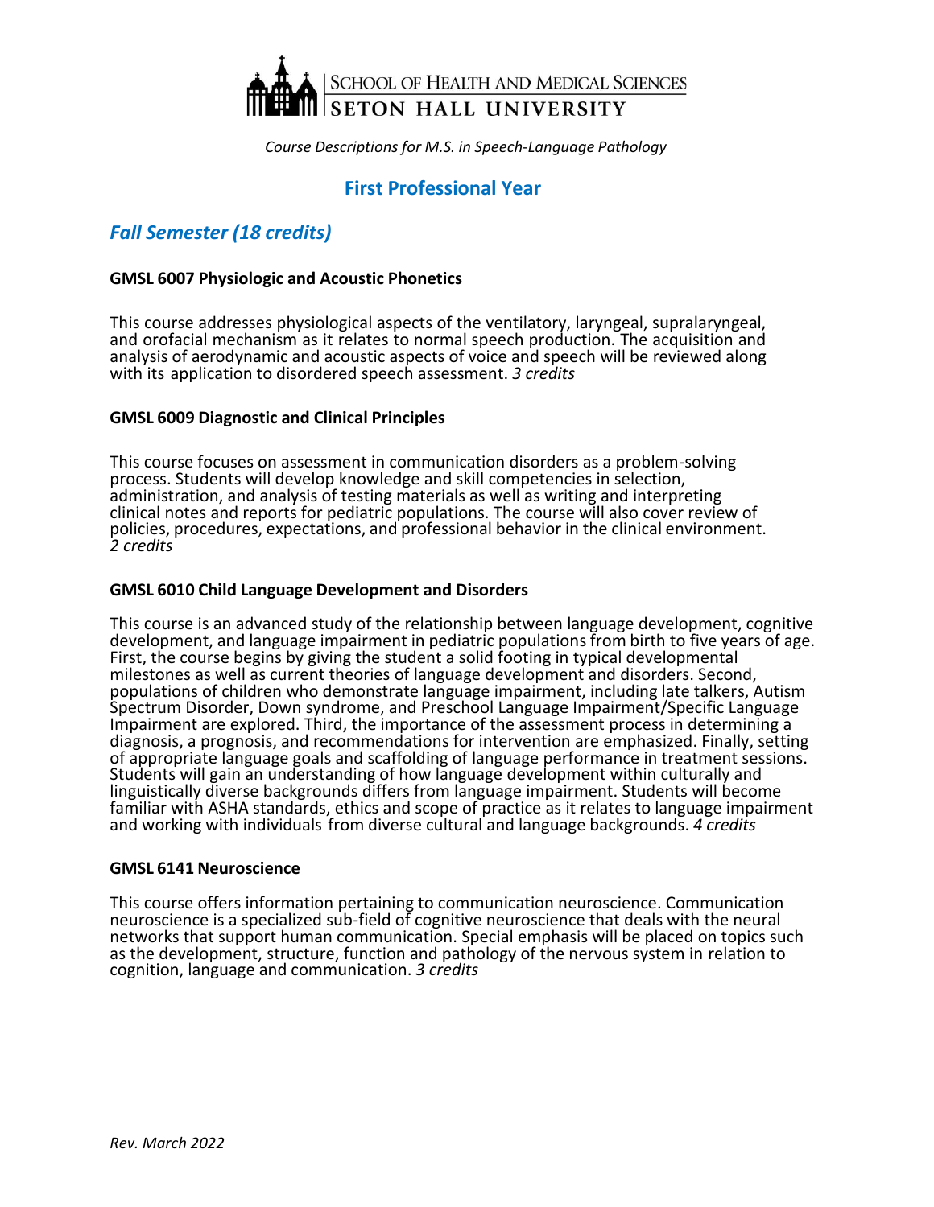SCHOOL OF HEALTH AND MEDICAL SCIENCES
SETON HALL UNIVERSITY

*Course Descriptions for M.S. in Speech-Language Pathology*

## First Professional Year

### *Fall Semester (18 credits)*

**GMSL 6007 Physiologic and Acoustic Phonetics**

This course addresses physiological aspects of the ventilatory, laryngeal, supralaryngeal, and orofacial mechanism as it relates to normal speech production. The acquisition and analysis of aerodynamic and acoustic aspects of voice and speech will be reviewed along with its application to disordered speech assessment. *3 credits*

**GMSL 6009 Diagnostic and Clinical Principles**

This course focuses on assessment in communication disorders as a problem-solving process. Students will develop knowledge and skill competencies in selection, administration, and analysis of testing materials as well as writing and interpreting clinical notes and reports for pediatric populations. The course will also cover review of policies, procedures, expectations, and professional behavior in the clinical environment. *2 credits*

**GMSL 6010 Child Language Development and Disorders**

This course is an advanced study of the relationship between language development, cognitive development, and language impairment in pediatric populations from birth to five years of age. First, the course begins by giving the student a solid footing in typical developmental milestones as well as current theories of language development and disorders. Second, populations of children who demonstrate language impairment, including late talkers, Autism Spectrum Disorder, Down syndrome, and Preschool Language Impairment/Specific Language Impairment are explored. Third, the importance of the assessment process in determining a diagnosis, a prognosis, and recommendations for intervention are emphasized. Finally, setting of appropriate language goals and scaffolding of language performance in treatment sessions. Students will gain an understanding of how language development within culturally and linguistically diverse backgrounds differs from language impairment. Students will become familiar with ASHA standards, ethics and scope of practice as it relates to language impairment and working with individuals from diverse cultural and language backgrounds. *4 credits*

**GMSL 6141 Neuroscience**

This course offers information pertaining to communication neuroscience. Communication neuroscience is a specialized sub-field of cognitive neuroscience that deals with the neural networks that support human communication. Special emphasis will be placed on topics such as the development, structure, function and pathology of the nervous system in relation to cognition, language and communication. *3 credits*

*Rev. March 2022*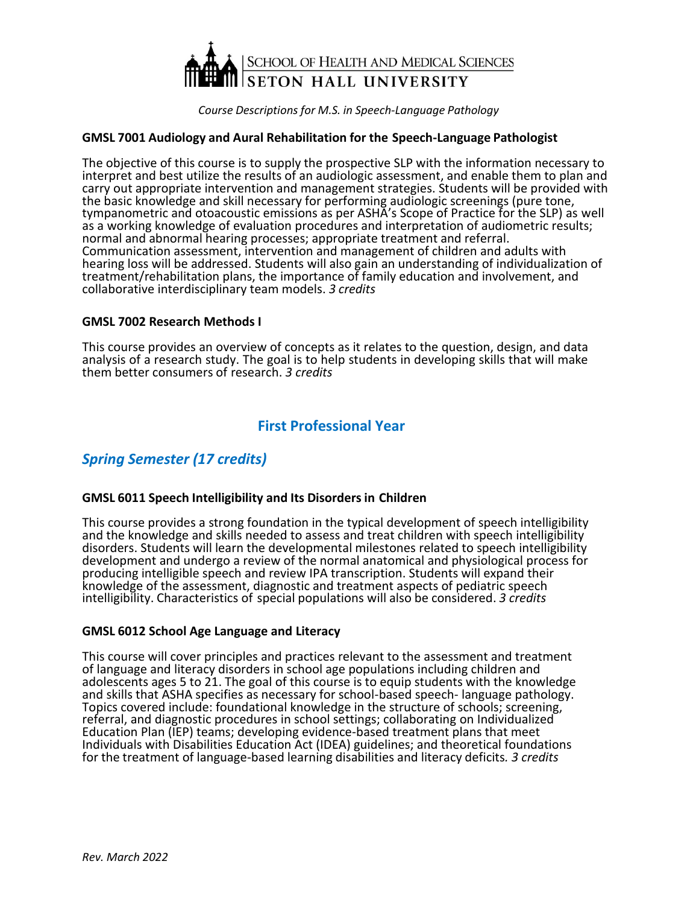School of Health and Medical Sciences | Seton Hall University

*Course Descriptions for M.S. in Speech-Language Pathology*

**GMSL 7001 Audiology and Aural Rehabilitation for the Speech-Language Pathologist**

The objective of this course is to supply the prospective SLP with the information necessary to interpret and best utilize the results of an audiologic assessment, and enable them to plan and carry out appropriate intervention and management strategies. Students will be provided with the basic knowledge and skill necessary for performing audiologic screenings (pure tone, tympanometric and otoacoustic emissions as per ASHA's Scope of Practice for the SLP) as well as a working knowledge of evaluation procedures and interpretation of audiometric results; normal and abnormal hearing processes; appropriate treatment and referral. Communication assessment, intervention and management of children and adults with hearing loss will be addressed. Students will also gain an understanding of individualization of treatment/rehabilitation plans, the importance of family education and involvement, and collaborative interdisciplinary team models. *3 credits*

**GMSL 7002 Research Methods I**

This course provides an overview of concepts as it relates to the question, design, and data analysis of a research study. The goal is to help students in developing skills that will make them better consumers of research. *3 credits*

## First Professional Year

### *Spring Semester (17 credits)*

**GMSL 6011 Speech Intelligibility and Its Disorders in Children**

This course provides a strong foundation in the typical development of speech intelligibility and the knowledge and skills needed to assess and treat children with speech intelligibility disorders. Students will learn the developmental milestones related to speech intelligibility development and undergo a review of the normal anatomical and physiological process for producing intelligible speech and review IPA transcription. Students will expand their knowledge of the assessment, diagnostic and treatment aspects of pediatric speech intelligibility. Characteristics of special populations will also be considered. *3 credits*

**GMSL 6012 School Age Language and Literacy**

This course will cover principles and practices relevant to the assessment and treatment of language and literacy disorders in school age populations including children and adolescents ages 5 to 21. The goal of this course is to equip students with the knowledge and skills that ASHA specifies as necessary for school-based speech- language pathology. Topics covered include: foundational knowledge in the structure of schools; screening, referral, and diagnostic procedures in school settings; collaborating on Individualized Education Plan (IEP) teams; developing evidence-based treatment plans that meet Individuals with Disabilities Education Act (IDEA) guidelines; and theoretical foundations for the treatment of language-based learning disabilities and literacy deficits. *3 credits*

*Rev. March 2022*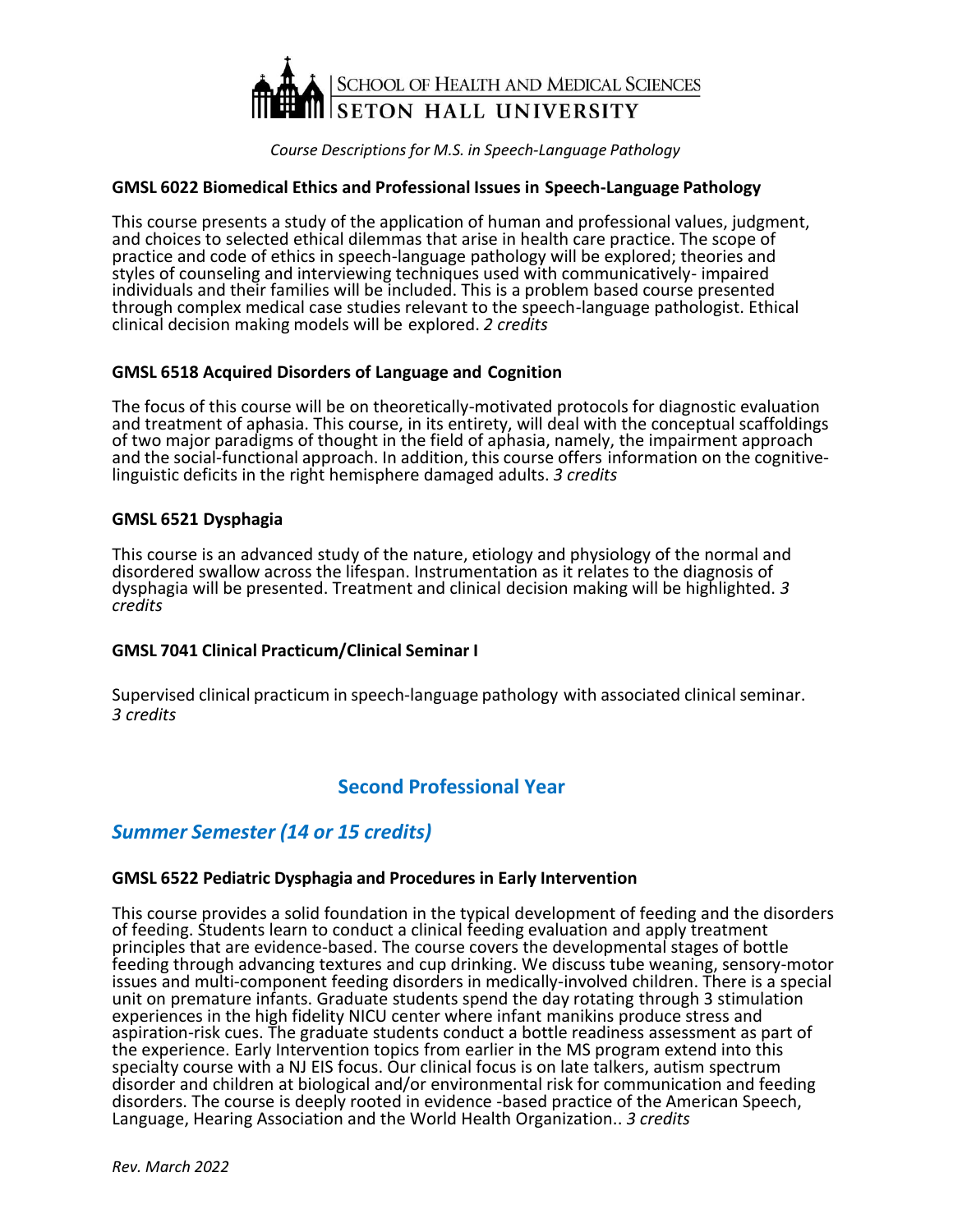*Course Descriptions for M.S. in Speech-Language Pathology*

**GMSL 6022 Biomedical Ethics and Professional Issues in Speech-Language Pathology**

This course presents a study of the application of human and professional values, judgment, and choices to selected ethical dilemmas that arise in health care practice. The scope of practice and code of ethics in speech-language pathology will be explored; theories and styles of counseling and interviewing techniques used with communicatively- impaired individuals and their families will be included. This is a problem based course presented through complex medical case studies relevant to the speech-language pathologist. Ethical clinical decision making models will be explored. *2 credits*

**GMSL 6518 Acquired Disorders of Language and Cognition**

The focus of this course will be on theoretically-motivated protocols for diagnostic evaluation and treatment of aphasia. This course, in its entirety, will deal with the conceptual scaffoldings of two major paradigms of thought in the field of aphasia, namely, the impairment approach and the social-functional approach. In addition, this course offers information on the cognitive-linguistic deficits in the right hemisphere damaged adults. *3 credits*

**GMSL 6521 Dysphagia**

This course is an advanced study of the nature, etiology and physiology of the normal and disordered swallow across the lifespan. Instrumentation as it relates to the diagnosis of dysphagia will be presented. Treatment and clinical decision making will be highlighted. *3 credits*

**GMSL 7041 Clinical Practicum/Clinical Seminar I**

Supervised clinical practicum in speech-language pathology with associated clinical seminar. *3 credits*

## Second Professional Year

### *Summer Semester (14 or 15 credits)*

**GMSL 6522 Pediatric Dysphagia and Procedures in Early Intervention**

This course provides a solid foundation in the typical development of feeding and the disorders of feeding. Students learn to conduct a clinical feeding evaluation and apply treatment principles that are evidence-based. The course covers the developmental stages of bottle feeding through advancing textures and cup drinking. We discuss tube weaning, sensory-motor issues and multi-component feeding disorders in medically-involved children. There is a special unit on premature infants. Graduate students spend the day rotating through 3 stimulation experiences in the high fidelity NICU center where infant manikins produce stress and aspiration-risk cues. The graduate students conduct a bottle readiness assessment as part of the experience. Early Intervention topics from earlier in the MS program extend into this specialty course with a NJ EIS focus. Our clinical focus is on late talkers, autism spectrum disorder and children at biological and/or environmental risk for communication and feeding disorders. The course is deeply rooted in evidence -based practice of the American Speech, Language, Hearing Association and the World Health Organization.. *3 credits*

*Rev. March 2022*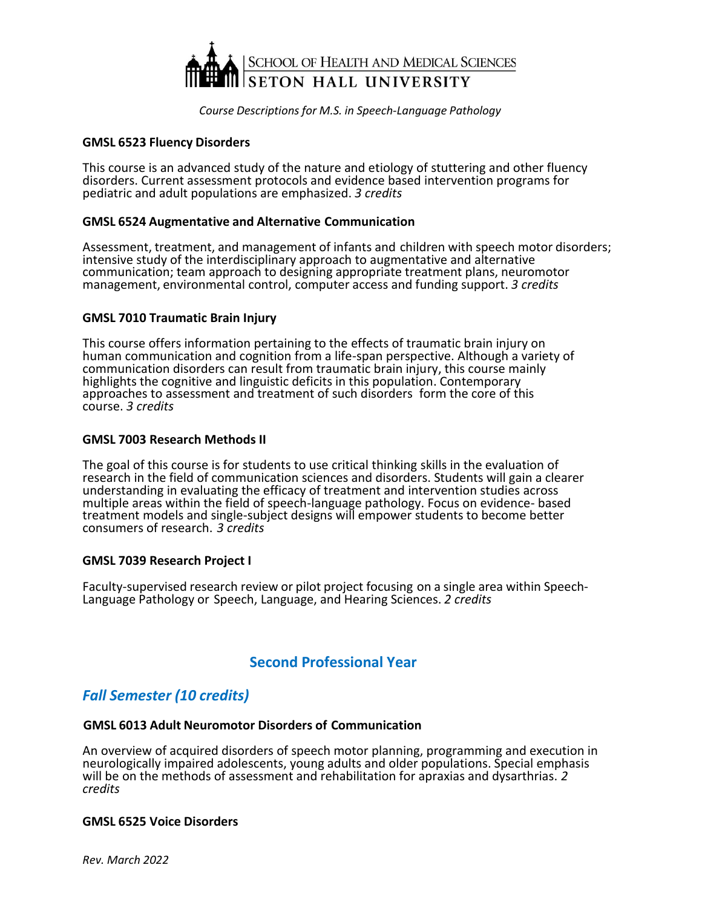Course Descriptions for M.S. in Speech-Language Pathology

**GMSL 6523 Fluency Disorders**

This course is an advanced study of the nature and etiology of stuttering and other fluency disorders. Current assessment protocols and evidence based intervention programs for pediatric and adult populations are emphasized. *3 credits*

**GMSL 6524 Augmentative and Alternative Communication**

Assessment, treatment, and management of infants and children with speech motor disorders; intensive study of the interdisciplinary approach to augmentative and alternative communication; team approach to designing appropriate treatment plans, neuromotor management, environmental control, computer access and funding support. *3 credits*

**GMSL 7010 Traumatic Brain Injury**

This course offers information pertaining to the effects of traumatic brain injury on human communication and cognition from a life-span perspective. Although a variety of communication disorders can result from traumatic brain injury, this course mainly highlights the cognitive and linguistic deficits in this population. Contemporary approaches to assessment and treatment of such disorders form the core of this course. *3 credits*

**GMSL 7003 Research Methods II**

The goal of this course is for students to use critical thinking skills in the evaluation of research in the field of communication sciences and disorders. Students will gain a clearer understanding in evaluating the efficacy of treatment and intervention studies across multiple areas within the field of speech-language pathology. Focus on evidence- based treatment models and single-subject designs will empower students to become better consumers of research. *3 credits*

**GMSL 7039 Research Project I**

Faculty-supervised research review or pilot project focusing on a single area within Speech-Language Pathology or Speech, Language, and Hearing Sciences. *2 credits*

## Second Professional Year

### *Fall Semester (10 credits)*

**GMSL 6013 Adult Neuromotor Disorders of Communication**

An overview of acquired disorders of speech motor planning, programming and execution in neurologically impaired adolescents, young adults and older populations. Special emphasis will be on the methods of assessment and rehabilitation for apraxias and dysarthrias. *2 credits*

**GMSL 6525 Voice Disorders**

*Rev. March 2022*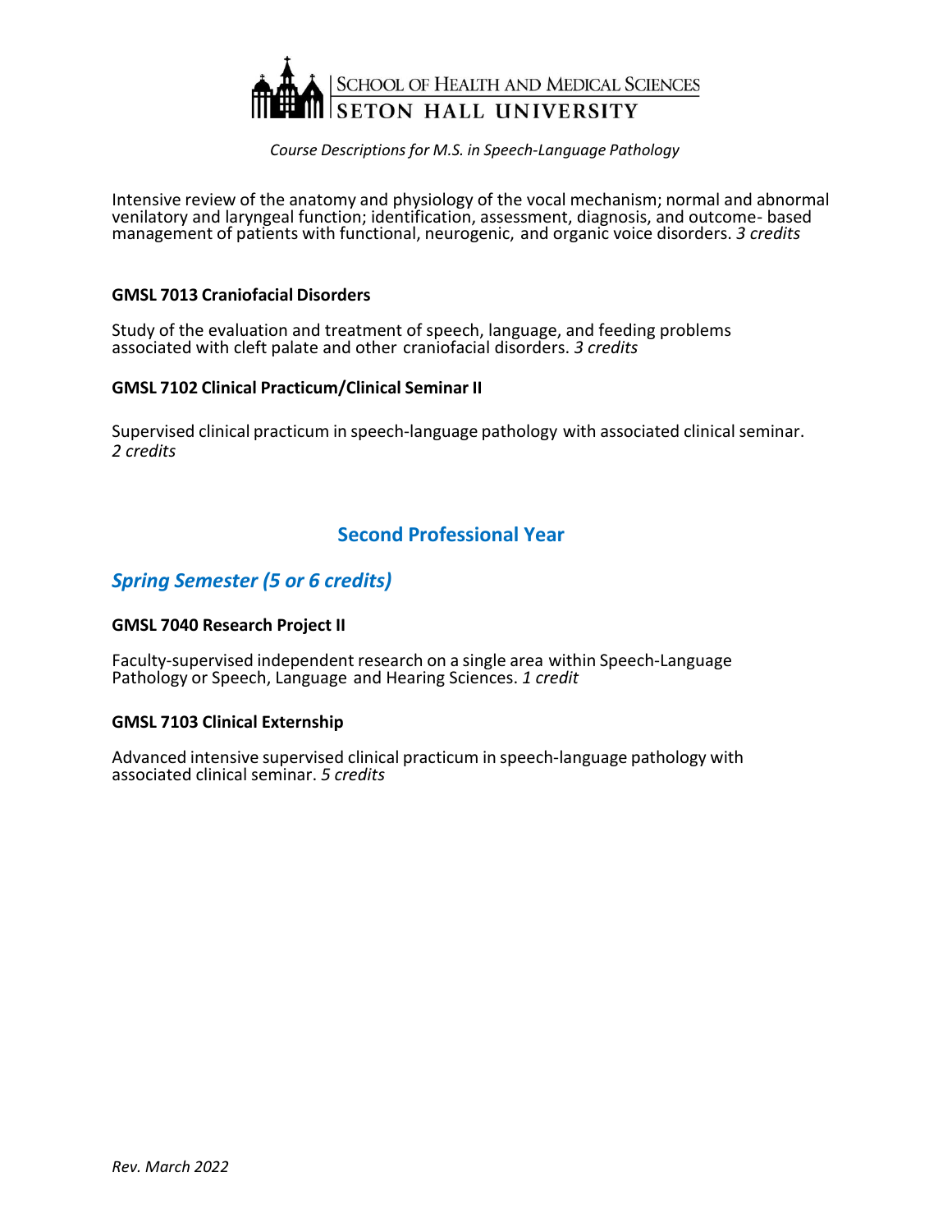Intensive review of the anatomy and physiology of the vocal mechanism; normal and abnormal venilatory and laryngeal function; identification, assessment, diagnosis, and outcome- based management of patients with functional, neurogenic, and organic voice disorders. *3 credits*

**GMSL 7013 Craniofacial Disorders**

Study of the evaluation and treatment of speech, language, and feeding problems associated with cleft palate and other craniofacial disorders. *3 credits*

**GMSL 7102 Clinical Practicum/Clinical Seminar II**

Supervised clinical practicum in speech-language pathology with associated clinical seminar. *2 credits*

## Second Professional Year

### *Spring Semester (5 or 6 credits)*

**GMSL 7040 Research Project II**

Faculty-supervised independent research on a single area within Speech-Language Pathology or Speech, Language and Hearing Sciences. *1 credit*

**GMSL 7103 Clinical Externship**

Advanced intensive supervised clinical practicum in speech-language pathology with associated clinical seminar. *5 credits*

*Rev. March 2022*